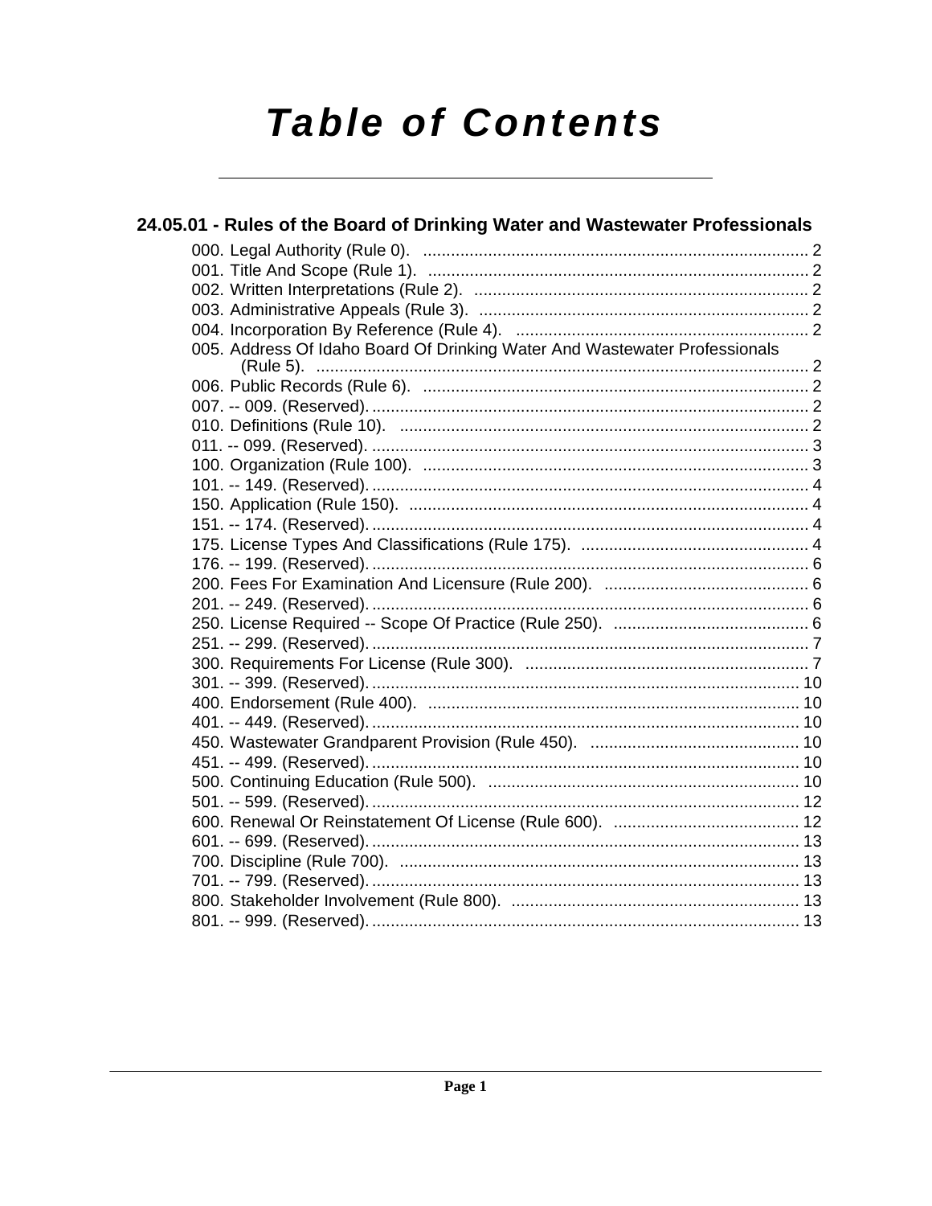# Table of Contents

## 24.05.01 - Rules of the Board of Drinking Water and Wastewater Professionals

000. Legal Authority (Rule 0). ..... 2
001. Title And Scope (Rule 1). ..... 2
002. Written Interpretations (Rule 2). ..... 2
003. Administrative Appeals (Rule 3). ..... 2
004. Incorporation By Reference (Rule 4). ..... 2
005. Address Of Idaho Board Of Drinking Water And Wastewater Professionals (Rule 5). ..... 2
006. Public Records (Rule 6). ..... 2
007. -- 009. (Reserved). ..... 2
010. Definitions (Rule 10). ..... 2
011. -- 099. (Reserved). ..... 3
100. Organization (Rule 100). ..... 3
101. -- 149. (Reserved). ..... 4
150. Application (Rule 150). ..... 4
151. -- 174. (Reserved). ..... 4
175. License Types And Classifications (Rule 175). ..... 4
176. -- 199. (Reserved). ..... 6
200. Fees For Examination And Licensure (Rule 200). ..... 6
201. -- 249. (Reserved). ..... 6
250. License Required -- Scope Of Practice (Rule 250). ..... 6
251. -- 299. (Reserved). ..... 7
300. Requirements For License (Rule 300). ..... 7
301. -- 399. (Reserved). ..... 10
400. Endorsement (Rule 400). ..... 10
401. -- 449. (Reserved). ..... 10
450. Wastewater Grandparent Provision (Rule 450). ..... 10
451. -- 499. (Reserved). ..... 10
500. Continuing Education (Rule 500). ..... 10
501. -- 599. (Reserved). ..... 12
600. Renewal Or Reinstatement Of License (Rule 600). ..... 12
601. -- 699. (Reserved). ..... 13
700. Discipline (Rule 700). ..... 13
701. -- 799. (Reserved). ..... 13
800. Stakeholder Involvement (Rule 800). ..... 13
801. -- 999. (Reserved). ..... 13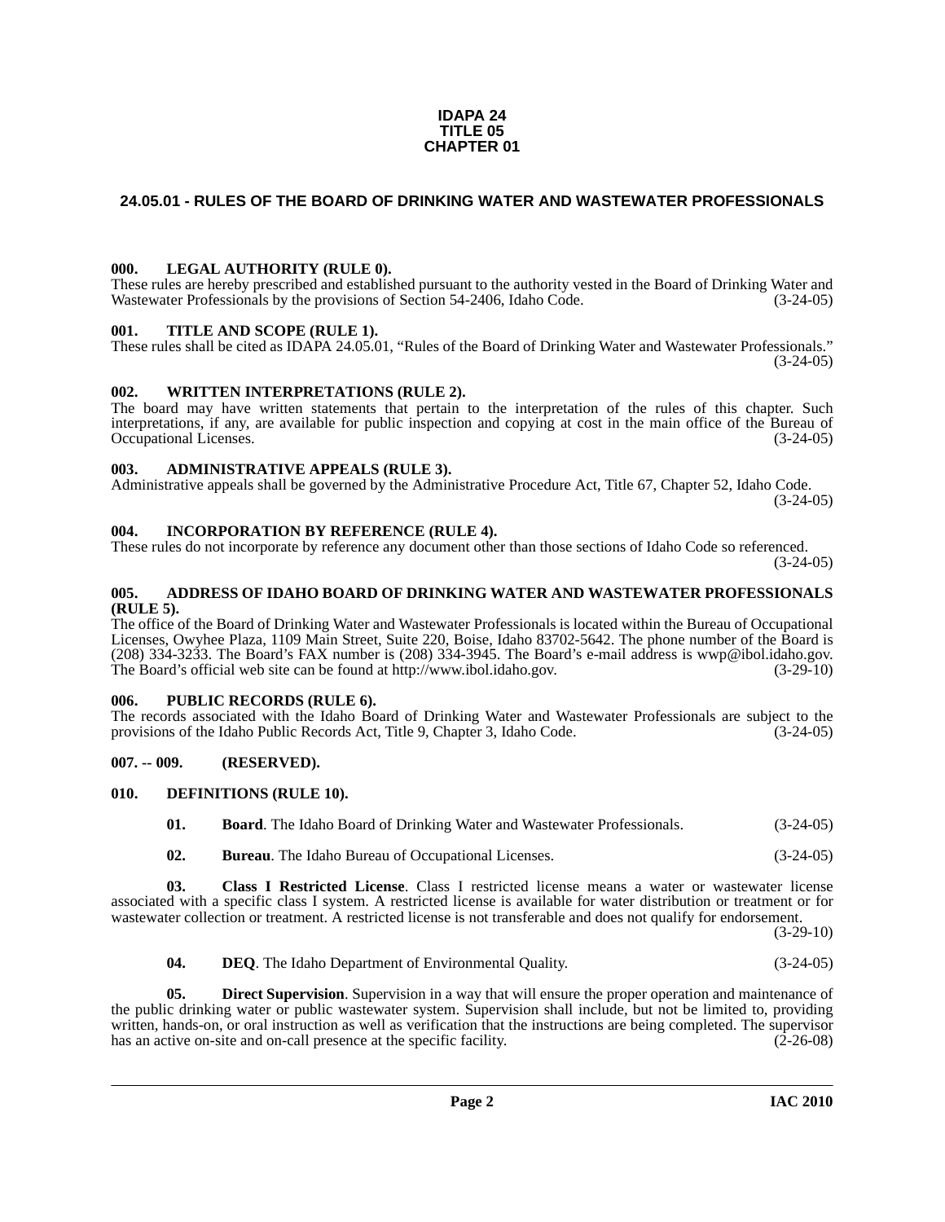**IDAPA 24**
**TITLE 05**
**CHAPTER 01**

## 24.05.01 - RULES OF THE BOARD OF DRINKING WATER AND WASTEWATER PROFESSIONALS

### 000. LEGAL AUTHORITY (RULE 0).

These rules are hereby prescribed and established pursuant to the authority vested in the Board of Drinking Water and Wastewater Professionals by the provisions of Section 54-2406, Idaho Code. (3-24-05)

### 001. TITLE AND SCOPE (RULE 1).

These rules shall be cited as IDAPA 24.05.01, "Rules of the Board of Drinking Water and Wastewater Professionals." (3-24-05)

### 002. WRITTEN INTERPRETATIONS (RULE 2).

The board may have written statements that pertain to the interpretation of the rules of this chapter. Such interpretations, if any, are available for public inspection and copying at cost in the main office of the Bureau of Occupational Licenses. (3-24-05)

### 003. ADMINISTRATIVE APPEALS (RULE 3).

Administrative appeals shall be governed by the Administrative Procedure Act, Title 67, Chapter 52, Idaho Code. (3-24-05)

### 004. INCORPORATION BY REFERENCE (RULE 4).

These rules do not incorporate by reference any document other than those sections of Idaho Code so referenced. (3-24-05)

### 005. ADDRESS OF IDAHO BOARD OF DRINKING WATER AND WASTEWATER PROFESSIONALS (RULE 5).

The office of the Board of Drinking Water and Wastewater Professionals is located within the Bureau of Occupational Licenses, Owyhee Plaza, 1109 Main Street, Suite 220, Boise, Idaho 83702-5642. The phone number of the Board is (208) 334-3233. The Board's FAX number is (208) 334-3945. The Board's e-mail address is wwp@ibol.idaho.gov. The Board's official web site can be found at http://www.ibol.idaho.gov. (3-29-10)

### 006. PUBLIC RECORDS (RULE 6).

The records associated with the Idaho Board of Drinking Water and Wastewater Professionals are subject to the provisions of the Idaho Public Records Act, Title 9, Chapter 3, Idaho Code. (3-24-05)

### 007. -- 009. (RESERVED).

### 010. DEFINITIONS (RULE 10).

**01. Board**. The Idaho Board of Drinking Water and Wastewater Professionals. (3-24-05)

**02. Bureau**. The Idaho Bureau of Occupational Licenses. (3-24-05)

**03. Class I Restricted License**. Class I restricted license means a water or wastewater license associated with a specific class I system. A restricted license is available for water distribution or treatment or for wastewater collection or treatment. A restricted license is not transferable and does not qualify for endorsement. (3-29-10)

**04. DEQ**. The Idaho Department of Environmental Quality. (3-24-05)

**05. Direct Supervision**. Supervision in a way that will ensure the proper operation and maintenance of the public drinking water or public wastewater system. Supervision shall include, but not be limited to, providing written, hands-on, or oral instruction as well as verification that the instructions are being completed. The supervisor has an active on-site and on-call presence at the specific facility. (2-26-08)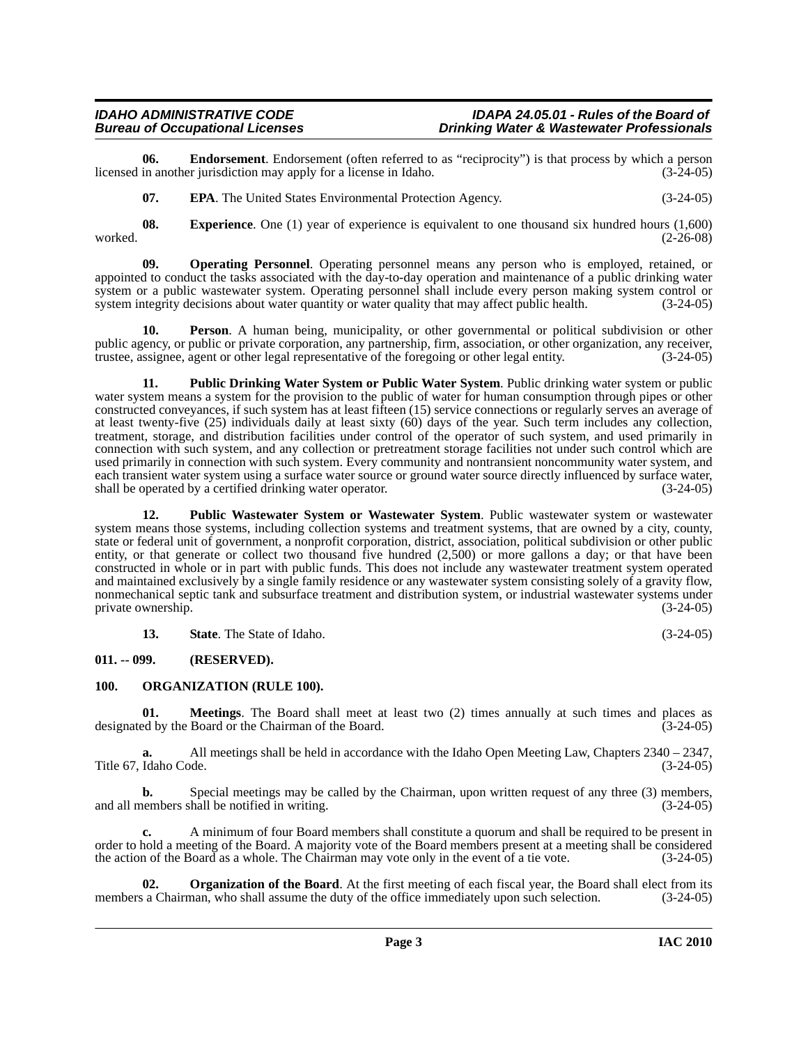**06. Endorsement**. Endorsement (often referred to as "reciprocity") is that process by which a person licensed in another jurisdiction may apply for a license in Idaho. (3-24-05)

**07. EPA**. The United States Environmental Protection Agency. (3-24-05)

**08. Experience**. One (1) year of experience is equivalent to one thousand six hundred hours (1,600) worked. (2-26-08)

**09. Operating Personnel**. Operating personnel means any person who is employed, retained, or appointed to conduct the tasks associated with the day-to-day operation and maintenance of a public drinking water system or a public wastewater system. Operating personnel shall include every person making system control or system integrity decisions about water quantity or water quality that may affect public health. (3-24-05)

**10. Person**. A human being, municipality, or other governmental or political subdivision or other public agency, or public or private corporation, any partnership, firm, association, or other organization, any receiver, trustee, assignee, agent or other legal representative of the foregoing or other legal entity. (3-24-05)

**11. Public Drinking Water System or Public Water System**. Public drinking water system or public water system means a system for the provision to the public of water for human consumption through pipes or other constructed conveyances, if such system has at least fifteen (15) service connections or regularly serves an average of at least twenty-five (25) individuals daily at least sixty (60) days of the year. Such term includes any collection, treatment, storage, and distribution facilities under control of the operator of such system, and used primarily in connection with such system, and any collection or pretreatment storage facilities not under such control which are used primarily in connection with such system. Every community and nontransient noncommunity water system, and each transient water system using a surface water source or ground water source directly influenced by surface water, shall be operated by a certified drinking water operator. (3-24-05)

**12. Public Wastewater System or Wastewater System**. Public wastewater system or wastewater system means those systems, including collection systems and treatment systems, that are owned by a city, county, state or federal unit of government, a nonprofit corporation, district, association, political subdivision or other public entity, or that generate or collect two thousand five hundred (2,500) or more gallons a day; or that have been constructed in whole or in part with public funds. This does not include any wastewater treatment system operated and maintained exclusively by a single family residence or any wastewater system consisting solely of a gravity flow, nonmechanical septic tank and subsurface treatment and distribution system, or industrial wastewater systems under private ownership. (3-24-05)

**13. State**. The State of Idaho. (3-24-05)

## 011. -- 099. (RESERVED).

## 100. ORGANIZATION (RULE 100).

**01. Meetings**. The Board shall meet at least two (2) times annually at such times and places as designated by the Board or the Chairman of the Board. (3-24-05)

**a.** All meetings shall be held in accordance with the Idaho Open Meeting Law, Chapters 2340 – 2347, Title 67, Idaho Code. (3-24-05)

**b.** Special meetings may be called by the Chairman, upon written request of any three (3) members, and all members shall be notified in writing. (3-24-05)

**c.** A minimum of four Board members shall constitute a quorum and shall be required to be present in order to hold a meeting of the Board. A majority vote of the Board members present at a meeting shall be considered the action of the Board as a whole. The Chairman may vote only in the event of a tie vote. (3-24-05)

**02. Organization of the Board**. At the first meeting of each fiscal year, the Board shall elect from its members a Chairman, who shall assume the duty of the office immediately upon such selection. (3-24-05)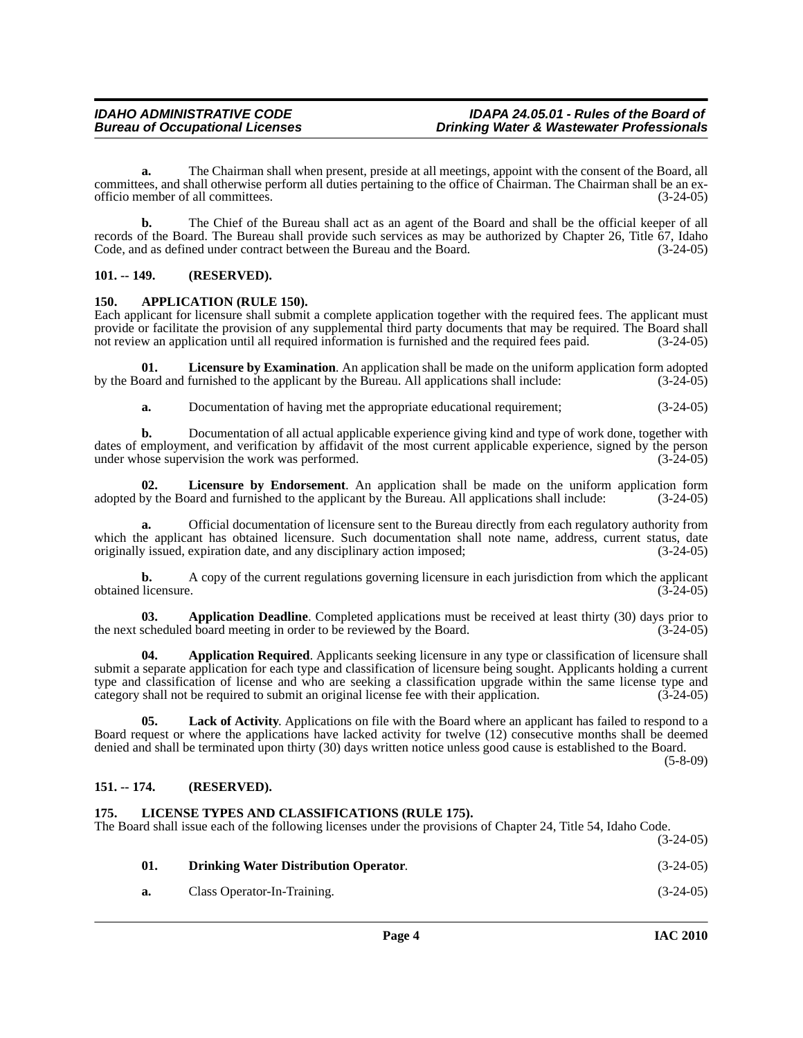**a.** The Chairman shall when present, preside at all meetings, appoint with the consent of the Board, all committees, and shall otherwise perform all duties pertaining to the office of Chairman. The Chairman shall be an ex-officio member of all committees. (3-24-05)

**b.** The Chief of the Bureau shall act as an agent of the Board and shall be the official keeper of all records of the Board. The Bureau shall provide such services as may be authorized by Chapter 26, Title 67, Idaho Code, and as defined under contract between the Bureau and the Board. (3-24-05)

## 101. -- 149. (RESERVED).

## 150. APPLICATION (RULE 150).

Each applicant for licensure shall submit a complete application together with the required fees. The applicant must provide or facilitate the provision of any supplemental third party documents that may be required. The Board shall not review an application until all required information is furnished and the required fees paid. (3-24-05)

**01. Licensure by Examination**. An application shall be made on the uniform application form adopted by the Board and furnished to the applicant by the Bureau. All applications shall include: (3-24-05)

**a.** Documentation of having met the appropriate educational requirement; (3-24-05)

**b.** Documentation of all actual applicable experience giving kind and type of work done, together with dates of employment, and verification by affidavit of the most current applicable experience, signed by the person under whose supervision the work was performed. (3-24-05)

**02. Licensure by Endorsement**. An application shall be made on the uniform application form adopted by the Board and furnished to the applicant by the Bureau. All applications shall include: (3-24-05)

**a.** Official documentation of licensure sent to the Bureau directly from each regulatory authority from which the applicant has obtained licensure. Such documentation shall note name, address, current status, date originally issued, expiration date, and any disciplinary action imposed; (3-24-05)

**b.** A copy of the current regulations governing licensure in each jurisdiction from which the applicant obtained licensure. (3-24-05)

**03. Application Deadline**. Completed applications must be received at least thirty (30) days prior to the next scheduled board meeting in order to be reviewed by the Board. (3-24-05)

**04. Application Required**. Applicants seeking licensure in any type or classification of licensure shall submit a separate application for each type and classification of licensure being sought. Applicants holding a current type and classification of license and who are seeking a classification upgrade within the same license type and category shall not be required to submit an original license fee with their application. (3-24-05)

**05. Lack of Activity**. Applications on file with the Board where an applicant has failed to respond to a Board request or where the applications have lacked activity for twelve (12) consecutive months shall be deemed denied and shall be terminated upon thirty (30) days written notice unless good cause is established to the Board. (5-8-09)

## 151. -- 174. (RESERVED).

## 175. LICENSE TYPES AND CLASSIFICATIONS (RULE 175).

The Board shall issue each of the following licenses under the provisions of Chapter 24, Title 54, Idaho Code. (3-24-05)

**01. Drinking Water Distribution Operator**. (3-24-05)

**a.** Class Operator-In-Training. (3-24-05)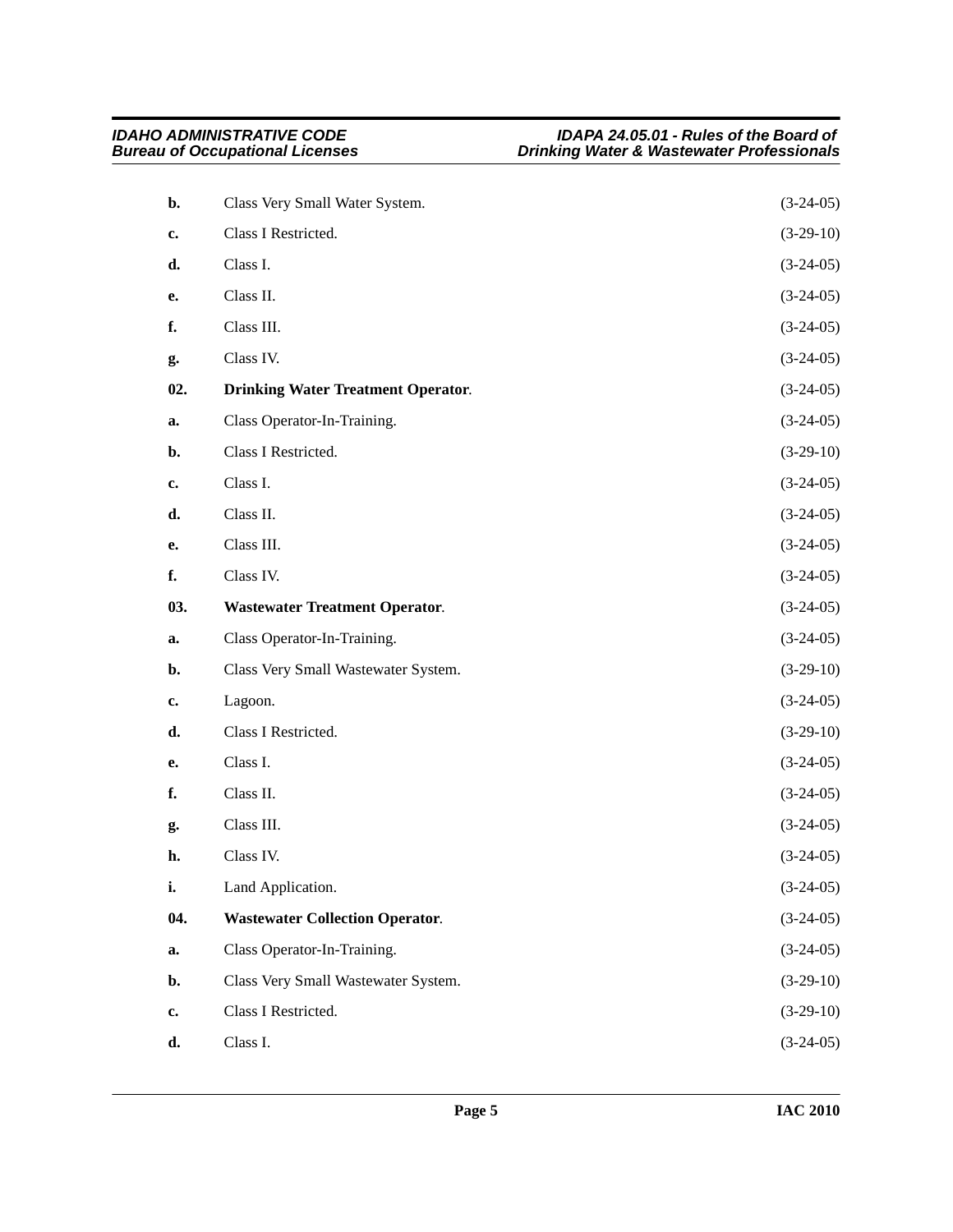**b.** Class Very Small Water System. (3-24-05)

**c.** Class I Restricted. (3-29-10)

**d.** Class I. (3-24-05)

**e.** Class II. (3-24-05)

**f.** Class III. (3-24-05)

**g.** Class IV. (3-24-05)

**02. Drinking Water Treatment Operator**. (3-24-05)

**a.** Class Operator-In-Training. (3-24-05)

**b.** Class I Restricted. (3-29-10)

**c.** Class I. (3-24-05)

**d.** Class II. (3-24-05)

**e.** Class III. (3-24-05)

**f.** Class IV. (3-24-05)

**03. Wastewater Treatment Operator**. (3-24-05)

**a.** Class Operator-In-Training. (3-24-05)

**b.** Class Very Small Wastewater System. (3-29-10)

**c.** Lagoon. (3-24-05)

**d.** Class I Restricted. (3-29-10)

**e.** Class I. (3-24-05)

**f.** Class II. (3-24-05)

**g.** Class III. (3-24-05)

**h.** Class IV. (3-24-05)

**i.** Land Application. (3-24-05)

**04. Wastewater Collection Operator**. (3-24-05)

**a.** Class Operator-In-Training. (3-24-05)

**b.** Class Very Small Wastewater System. (3-29-10)

**c.** Class I Restricted. (3-29-10)

**d.** Class I. (3-24-05)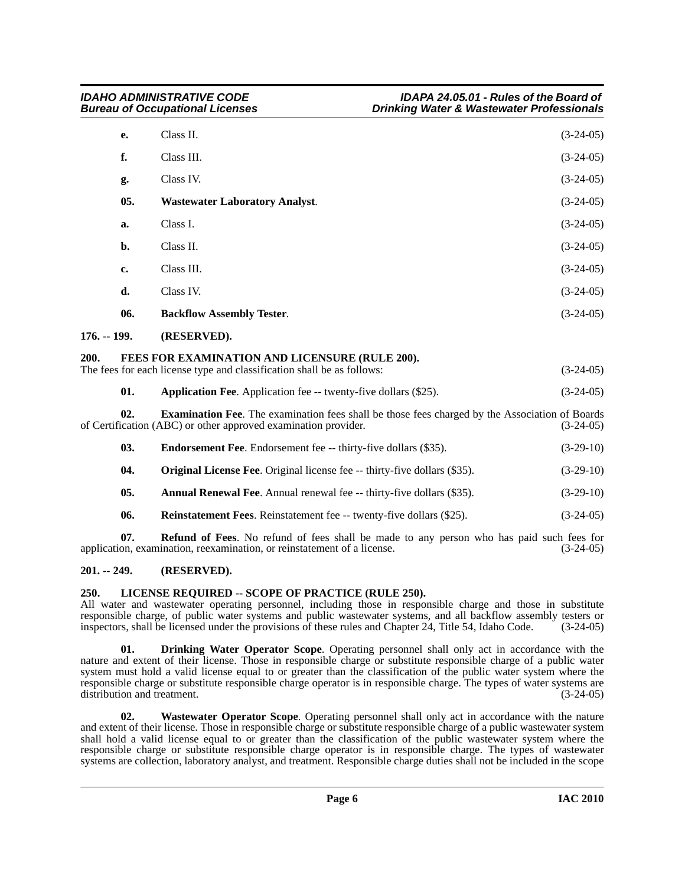**e.** Class II. (3-24-05)

**f.** Class III. (3-24-05)

**g.** Class IV. (3-24-05)

**05. Wastewater Laboratory Analyst**. (3-24-05)

**a.** Class I. (3-24-05)

**b.** Class II. (3-24-05)

**c.** Class III. (3-24-05)

**d.** Class IV. (3-24-05)

**06. Backflow Assembly Tester**. (3-24-05)

## 176. -- 199. (RESERVED).

## 200. FEES FOR EXAMINATION AND LICENSURE (RULE 200).

The fees for each license type and classification shall be as follows: (3-24-05)

**01. Application Fee**. Application fee -- twenty-five dollars ($25). (3-24-05)

**02. Examination Fee**. The examination fees shall be those fees charged by the Association of Boards of Certification (ABC) or other approved examination provider. (3-24-05)

**03. Endorsement Fee**. Endorsement fee -- thirty-five dollars ($35). (3-29-10)

**04. Original License Fee**. Original license fee -- thirty-five dollars ($35). (3-29-10)

**05. Annual Renewal Fee**. Annual renewal fee -- thirty-five dollars ($35). (3-29-10)

**06. Reinstatement Fees**. Reinstatement fee -- twenty-five dollars ($25). (3-24-05)

**07. Refund of Fees**. No refund of fees shall be made to any person who has paid such fees for application, examination, reexamination, or reinstatement of a license. (3-24-05)

## 201. -- 249. (RESERVED).

## 250. LICENSE REQUIRED -- SCOPE OF PRACTICE (RULE 250).

All water and wastewater operating personnel, including those in responsible charge and those in substitute responsible charge, of public water systems and public wastewater systems, and all backflow assembly testers or inspectors, shall be licensed under the provisions of these rules and Chapter 24, Title 54, Idaho Code. (3-24-05)

**01. Drinking Water Operator Scope**. Operating personnel shall only act in accordance with the nature and extent of their license. Those in responsible charge or substitute responsible charge of a public water system must hold a valid license equal to or greater than the classification of the public water system where the responsible charge or substitute responsible charge operator is in responsible charge. The types of water systems are distribution and treatment. (3-24-05)

**02. Wastewater Operator Scope**. Operating personnel shall only act in accordance with the nature and extent of their license. Those in responsible charge or substitute responsible charge of a public wastewater system shall hold a valid license equal to or greater than the classification of the public wastewater system where the responsible charge or substitute responsible charge operator is in responsible charge. The types of wastewater systems are collection, laboratory analyst, and treatment. Responsible charge duties shall not be included in the scope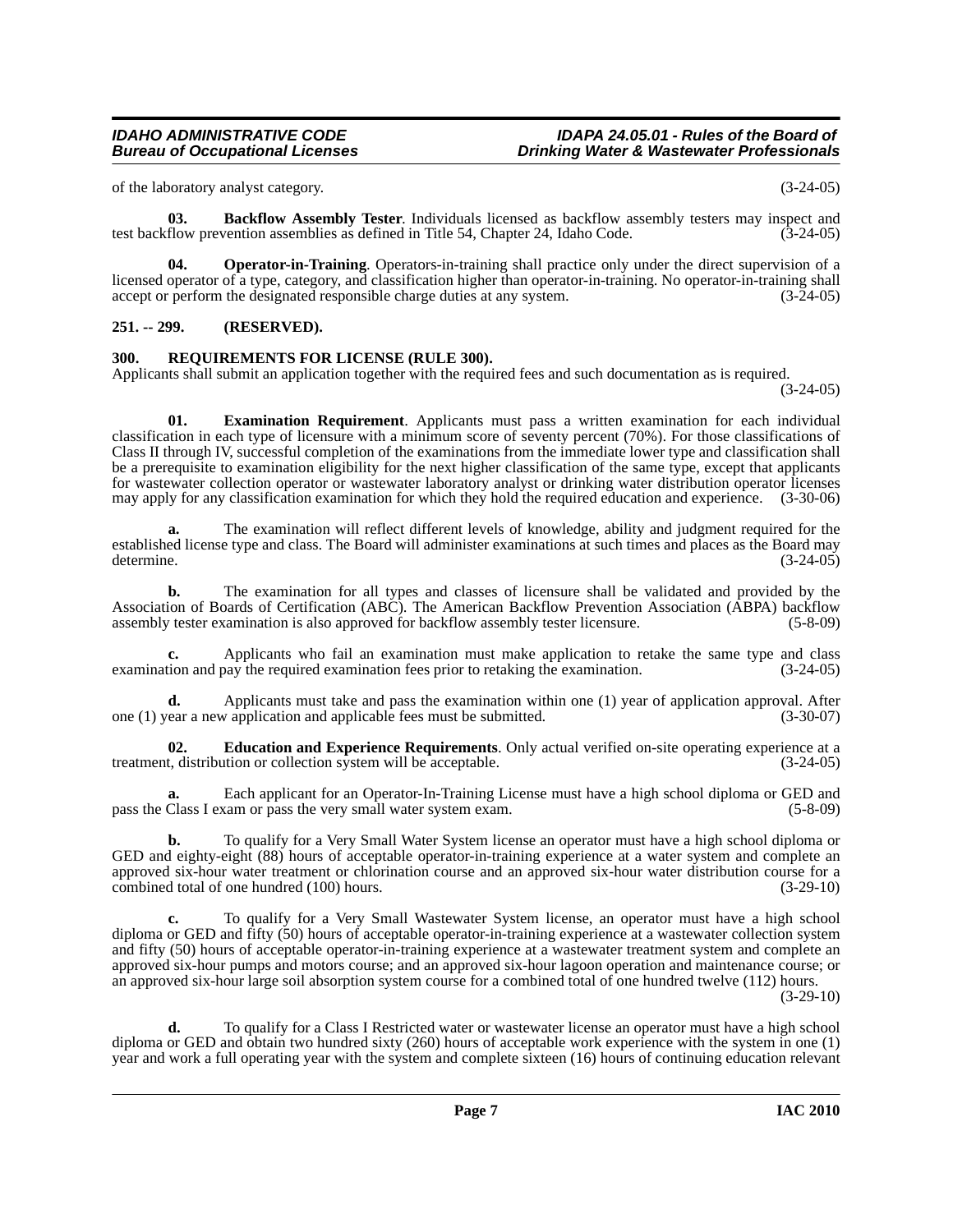of the laboratory analyst category. (3-24-05)

**03. Backflow Assembly Tester**. Individuals licensed as backflow assembly testers may inspect and test backflow prevention assemblies as defined in Title 54, Chapter 24, Idaho Code. (3-24-05)

**04. Operator-in-Training**. Operators-in-training shall practice only under the direct supervision of a licensed operator of a type, category, and classification higher than operator-in-training. No operator-in-training shall accept or perform the designated responsible charge duties at any system. (3-24-05)

## 251. -- 299. (RESERVED).

## 300. REQUIREMENTS FOR LICENSE (RULE 300).

Applicants shall submit an application together with the required fees and such documentation as is required. (3-24-05)

**01. Examination Requirement**. Applicants must pass a written examination for each individual classification in each type of licensure with a minimum score of seventy percent (70%). For those classifications of Class II through IV, successful completion of the examinations from the immediate lower type and classification shall be a prerequisite to examination eligibility for the next higher classification of the same type, except that applicants for wastewater collection operator or wastewater laboratory analyst or drinking water distribution operator licenses may apply for any classification examination for which they hold the required education and experience. (3-30-06)

**a.** The examination will reflect different levels of knowledge, ability and judgment required for the established license type and class. The Board will administer examinations at such times and places as the Board may determine. (3-24-05)

**b.** The examination for all types and classes of licensure shall be validated and provided by the Association of Boards of Certification (ABC). The American Backflow Prevention Association (ABPA) backflow assembly tester examination is also approved for backflow assembly tester licensure. (5-8-09)

**c.** Applicants who fail an examination must make application to retake the same type and class examination and pay the required examination fees prior to retaking the examination. (3-24-05)

**d.** Applicants must take and pass the examination within one (1) year of application approval. After one (1) year a new application and applicable fees must be submitted. (3-30-07)

**02. Education and Experience Requirements**. Only actual verified on-site operating experience at a treatment, distribution or collection system will be acceptable. (3-24-05)

**a.** Each applicant for an Operator-In-Training License must have a high school diploma or GED and pass the Class I exam or pass the very small water system exam. (5-8-09)

**b.** To qualify for a Very Small Water System license an operator must have a high school diploma or GED and eighty-eight (88) hours of acceptable operator-in-training experience at a water system and complete an approved six-hour water treatment or chlorination course and an approved six-hour water distribution course for a combined total of one hundred (100) hours. (3-29-10)

**c.** To qualify for a Very Small Wastewater System license, an operator must have a high school diploma or GED and fifty (50) hours of acceptable operator-in-training experience at a wastewater collection system and fifty (50) hours of acceptable operator-in-training experience at a wastewater treatment system and complete an approved six-hour pumps and motors course; and an approved six-hour lagoon operation and maintenance course; or an approved six-hour large soil absorption system course for a combined total of one hundred twelve (112) hours. (3-29-10)

**d.** To qualify for a Class I Restricted water or wastewater license an operator must have a high school diploma or GED and obtain two hundred sixty (260) hours of acceptable work experience with the system in one (1) year and work a full operating year with the system and complete sixteen (16) hours of continuing education relevant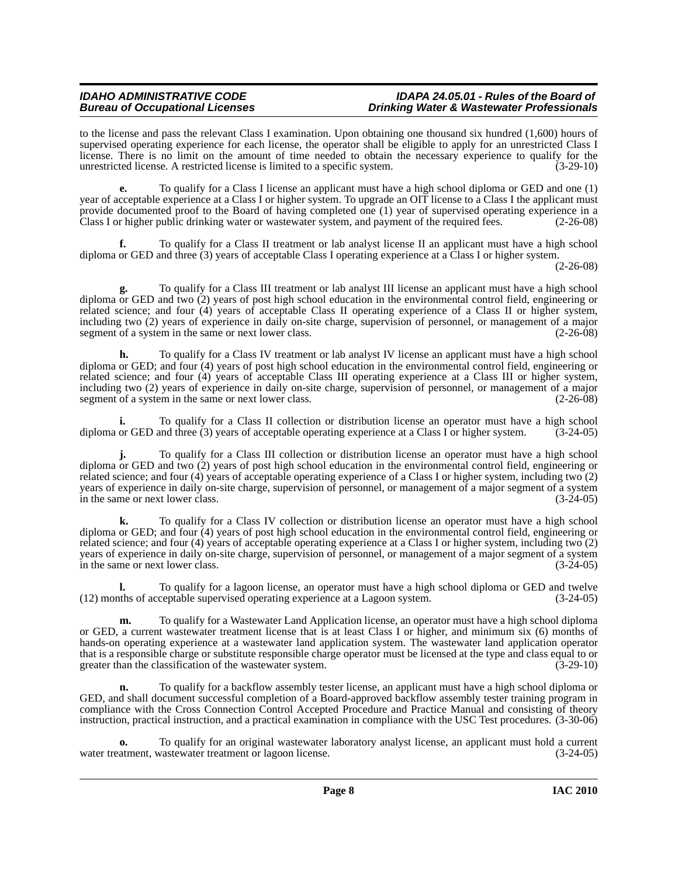to the license and pass the relevant Class I examination. Upon obtaining one thousand six hundred (1,600) hours of supervised operating experience for each license, the operator shall be eligible to apply for an unrestricted Class I license. There is no limit on the amount of time needed to obtain the necessary experience to qualify for the unrestricted license. A restricted license is limited to a specific system. (3-29-10)

**e.** To qualify for a Class I license an applicant must have a high school diploma or GED and one (1) year of acceptable experience at a Class I or higher system. To upgrade an OIT license to a Class I the applicant must provide documented proof to the Board of having completed one (1) year of supervised operating experience in a Class I or higher public drinking water or wastewater system, and payment of the required fees. (2-26-08)

**f.** To qualify for a Class II treatment or lab analyst license II an applicant must have a high school diploma or GED and three (3) years of acceptable Class I operating experience at a Class I or higher system. (2-26-08)

**g.** To qualify for a Class III treatment or lab analyst III license an applicant must have a high school diploma or GED and two (2) years of post high school education in the environmental control field, engineering or related science; and four (4) years of acceptable Class II operating experience of a Class II or higher system, including two (2) years of experience in daily on-site charge, supervision of personnel, or management of a major segment of a system in the same or next lower class. (2-26-08)

**h.** To qualify for a Class IV treatment or lab analyst IV license an applicant must have a high school diploma or GED; and four (4) years of post high school education in the environmental control field, engineering or related science; and four (4) years of acceptable Class III operating experience at a Class III or higher system, including two (2) years of experience in daily on-site charge, supervision of personnel, or management of a major segment of a system in the same or next lower class. (2-26-08)

**i.** To qualify for a Class II collection or distribution license an operator must have a high school diploma or GED and three (3) years of acceptable operating experience at a Class I or higher system. (3-24-05)

**j.** To qualify for a Class III collection or distribution license an operator must have a high school diploma or GED and two (2) years of post high school education in the environmental control field, engineering or related science; and four (4) years of acceptable operating experience of a Class I or higher system, including two (2) years of experience in daily on-site charge, supervision of personnel, or management of a major segment of a system in the same or next lower class. (3-24-05)

**k.** To qualify for a Class IV collection or distribution license an operator must have a high school diploma or GED; and four (4) years of post high school education in the environmental control field, engineering or related science; and four (4) years of acceptable operating experience at a Class I or higher system, including two (2) years of experience in daily on-site charge, supervision of personnel, or management of a major segment of a system in the same or next lower class. (3-24-05)

**l.** To qualify for a lagoon license, an operator must have a high school diploma or GED and twelve (12) months of acceptable supervised operating experience at a Lagoon system. (3-24-05)

**m.** To qualify for a Wastewater Land Application license, an operator must have a high school diploma or GED, a current wastewater treatment license that is at least Class I or higher, and minimum six (6) months of hands-on operating experience at a wastewater land application system. The wastewater land application operator that is a responsible charge or substitute responsible charge operator must be licensed at the type and class equal to or greater than the classification of the wastewater system. (3-29-10)

**n.** To qualify for a backflow assembly tester license, an applicant must have a high school diploma or GED, and shall document successful completion of a Board-approved backflow assembly tester training program in compliance with the Cross Connection Control Accepted Procedure and Practice Manual and consisting of theory instruction, practical instruction, and a practical examination in compliance with the USC Test procedures. (3-30-06)

**o.** To qualify for an original wastewater laboratory analyst license, an applicant must hold a current water treatment, wastewater treatment or lagoon license. (3-24-05)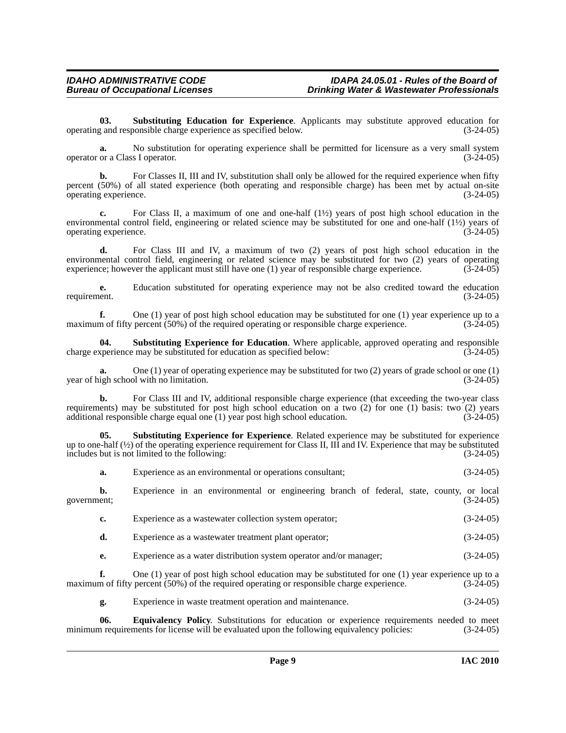**03. Substituting Education for Experience**. Applicants may substitute approved education for operating and responsible charge experience as specified below. (3-24-05)

**a.** No substitution for operating experience shall be permitted for licensure as a very small system operator or a Class I operator. (3-24-05)

**b.** For Classes II, III and IV, substitution shall only be allowed for the required experience when fifty percent (50%) of all stated experience (both operating and responsible charge) has been met by actual on-site operating experience. (3-24-05)

**c.** For Class II, a maximum of one and one-half (1½) years of post high school education in the environmental control field, engineering or related science may be substituted for one and one-half (1½) years of operating experience. (3-24-05)

**d.** For Class III and IV, a maximum of two (2) years of post high school education in the environmental control field, engineering or related science may be substituted for two (2) years of operating experience; however the applicant must still have one (1) year of responsible charge experience. (3-24-05)

**e.** Education substituted for operating experience may not be also credited toward the education requirement. (3-24-05)

**f.** One (1) year of post high school education may be substituted for one (1) year experience up to a maximum of fifty percent (50%) of the required operating or responsible charge experience. (3-24-05)

**04. Substituting Experience for Education**. Where applicable, approved operating and responsible charge experience may be substituted for education as specified below: (3-24-05)

**a.** One (1) year of operating experience may be substituted for two (2) years of grade school or one (1) year of high school with no limitation. (3-24-05)

**b.** For Class III and IV, additional responsible charge experience (that exceeding the two-year class requirements) may be substituted for post high school education on a two (2) for one (1) basis: two (2) years additional responsible charge equal one (1) year post high school education. (3-24-05)

**05. Substituting Experience for Experience**. Related experience may be substituted for experience up to one-half (½) of the operating experience requirement for Class II, III and IV. Experience that may be substituted includes but is not limited to the following: (3-24-05)

**a.** Experience as an environmental or operations consultant; (3-24-05)

**b.** Experience in an environmental or engineering branch of federal, state, county, or local government; (3-24-05)

**c.** Experience as a wastewater collection system operator; (3-24-05)

**d.** Experience as a wastewater treatment plant operator; (3-24-05)

**e.** Experience as a water distribution system operator and/or manager; (3-24-05)

**f.** One (1) year of post high school education may be substituted for one (1) year experience up to a maximum of fifty percent (50%) of the required operating or responsible charge experience. (3-24-05)

**g.** Experience in waste treatment operation and maintenance. (3-24-05)

**06. Equivalency Policy**. Substitutions for education or experience requirements needed to meet minimum requirements for license will be evaluated upon the following equivalency policies: (3-24-05)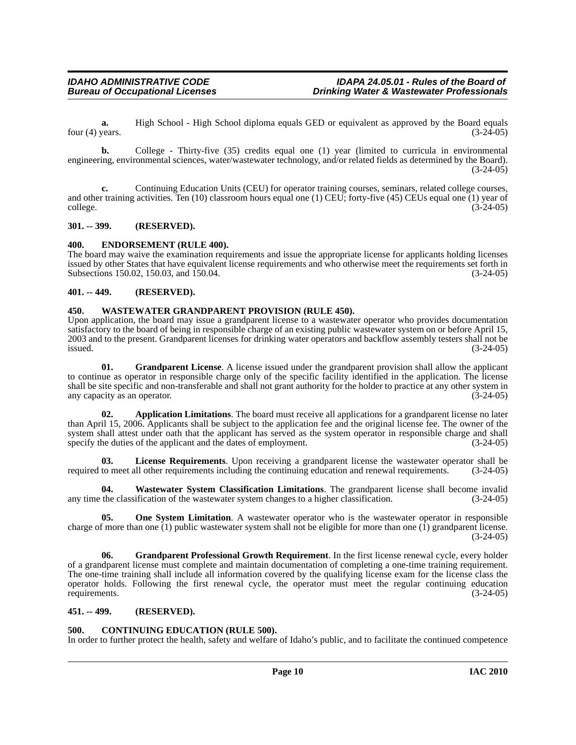**a.** High School - High School diploma equals GED or equivalent as approved by the Board equals four (4) years. (3-24-05)

**b.** College - Thirty-five (35) credits equal one (1) year (limited to curricula in environmental engineering, environmental sciences, water/wastewater technology, and/or related fields as determined by the Board). (3-24-05)

**c.** Continuing Education Units (CEU) for operator training courses, seminars, related college courses, and other training activities. Ten (10) classroom hours equal one (1) CEU; forty-five (45) CEUs equal one (1) year of college. (3-24-05)

### 301. -- 399. (RESERVED).

### 400. ENDORSEMENT (RULE 400).

The board may waive the examination requirements and issue the appropriate license for applicants holding licenses issued by other States that have equivalent license requirements and who otherwise meet the requirements set forth in Subsections 150.02, 150.03, and 150.04. (3-24-05)

### 401. -- 449. (RESERVED).

### 450. WASTEWATER GRANDPARENT PROVISION (RULE 450).

Upon application, the board may issue a grandparent license to a wastewater operator who provides documentation satisfactory to the board of being in responsible charge of an existing public wastewater system on or before April 15, 2003 and to the present. Grandparent licenses for drinking water operators and backflow assembly testers shall not be issued. (3-24-05)

**01. Grandparent License**. A license issued under the grandparent provision shall allow the applicant to continue as operator in responsible charge only of the specific facility identified in the application. The license shall be site specific and non-transferable and shall not grant authority for the holder to practice at any other system in any capacity as an operator. (3-24-05)

**02. Application Limitations**. The board must receive all applications for a grandparent license no later than April 15, 2006. Applicants shall be subject to the application fee and the original license fee. The owner of the system shall attest under oath that the applicant has served as the system operator in responsible charge and shall specify the duties of the applicant and the dates of employment. (3-24-05)

**03. License Requirements**. Upon receiving a grandparent license the wastewater operator shall be required to meet all other requirements including the continuing education and renewal requirements. (3-24-05)

**04. Wastewater System Classification Limitations**. The grandparent license shall become invalid any time the classification of the wastewater system changes to a higher classification. (3-24-05)

**05. One System Limitation**. A wastewater operator who is the wastewater operator in responsible charge of more than one (1) public wastewater system shall not be eligible for more than one (1) grandparent license. (3-24-05)

**06. Grandparent Professional Growth Requirement**. In the first license renewal cycle, every holder of a grandparent license must complete and maintain documentation of completing a one-time training requirement. The one-time training shall include all information covered by the qualifying license exam for the license class the operator holds. Following the first renewal cycle, the operator must meet the regular continuing education requirements. (3-24-05)

### 451. -- 499. (RESERVED).

### 500. CONTINUING EDUCATION (RULE 500).

In order to further protect the health, safety and welfare of Idaho's public, and to facilitate the continued competence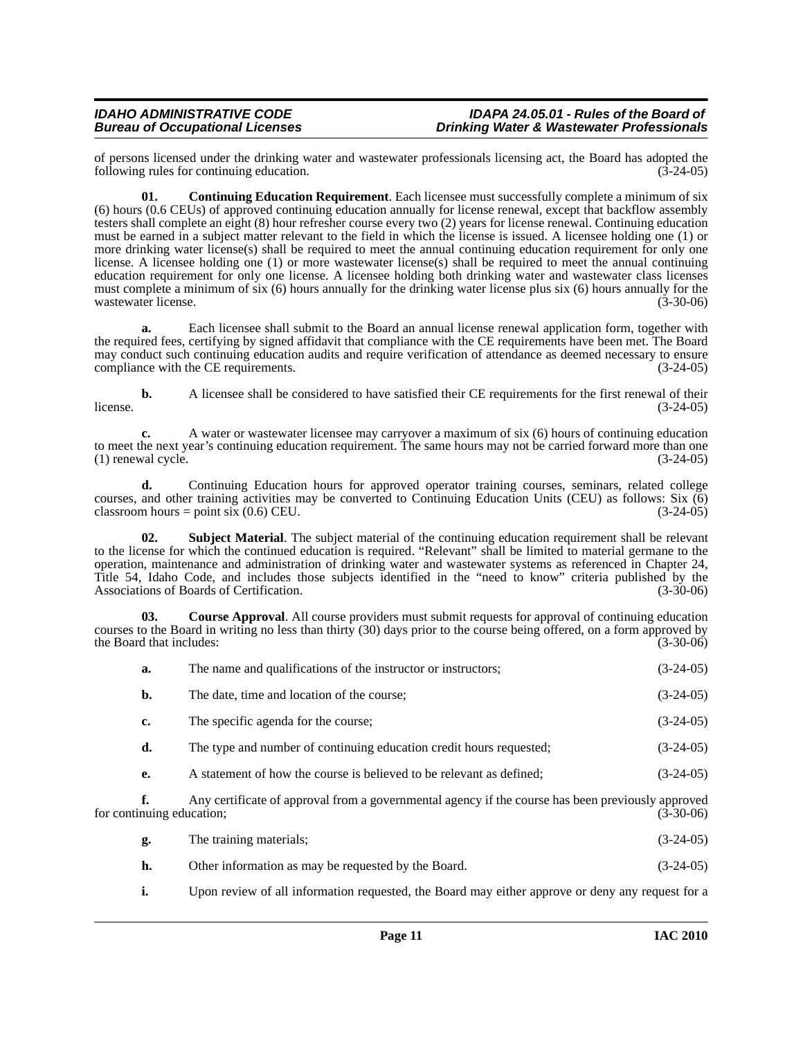of persons licensed under the drinking water and wastewater professionals licensing act, the Board has adopted the following rules for continuing education. (3-24-05)

**01. Continuing Education Requirement**. Each licensee must successfully complete a minimum of six (6) hours (0.6 CEUs) of approved continuing education annually for license renewal, except that backflow assembly testers shall complete an eight (8) hour refresher course every two (2) years for license renewal. Continuing education must be earned in a subject matter relevant to the field in which the license is issued. A licensee holding one (1) or more drinking water license(s) shall be required to meet the annual continuing education requirement for only one license. A licensee holding one (1) or more wastewater license(s) shall be required to meet the annual continuing education requirement for only one license. A licensee holding both drinking water and wastewater class licenses must complete a minimum of six (6) hours annually for the drinking water license plus six (6) hours annually for the wastewater license. (3-30-06)

**a.** Each licensee shall submit to the Board an annual license renewal application form, together with the required fees, certifying by signed affidavit that compliance with the CE requirements have been met. The Board may conduct such continuing education audits and require verification of attendance as deemed necessary to ensure compliance with the CE requirements. (3-24-05)

**b.** A licensee shall be considered to have satisfied their CE requirements for the first renewal of their license. (3-24-05)

**c.** A water or wastewater licensee may carryover a maximum of six (6) hours of continuing education to meet the next year's continuing education requirement. The same hours may not be carried forward more than one (1) renewal cycle. (3-24-05)

**d.** Continuing Education hours for approved operator training courses, seminars, related college courses, and other training activities may be converted to Continuing Education Units (CEU) as follows: Six (6) classroom hours = point six (0.6) CEU. (3-24-05)

**02. Subject Material**. The subject material of the continuing education requirement shall be relevant to the license for which the continued education is required. "Relevant" shall be limited to material germane to the operation, maintenance and administration of drinking water and wastewater systems as referenced in Chapter 24, Title 54, Idaho Code, and includes those subjects identified in the "need to know" criteria published by the Associations of Boards of Certification. (3-30-06)

**03. Course Approval**. All course providers must submit requests for approval of continuing education courses to the Board in writing no less than thirty (30) days prior to the course being offered, on a form approved by the Board that includes: (3-30-06)

**a.** The name and qualifications of the instructor or instructors; (3-24-05)

**b.** The date, time and location of the course; (3-24-05)

**c.** The specific agenda for the course; (3-24-05)

**d.** The type and number of continuing education credit hours requested; (3-24-05)

**e.** A statement of how the course is believed to be relevant as defined; (3-24-05)

**f.** Any certificate of approval from a governmental agency if the course has been previously approved for continuing education; (3-30-06)

**g.** The training materials; (3-24-05)

**h.** Other information as may be requested by the Board. (3-24-05)

**i.** Upon review of all information requested, the Board may either approve or deny any request for a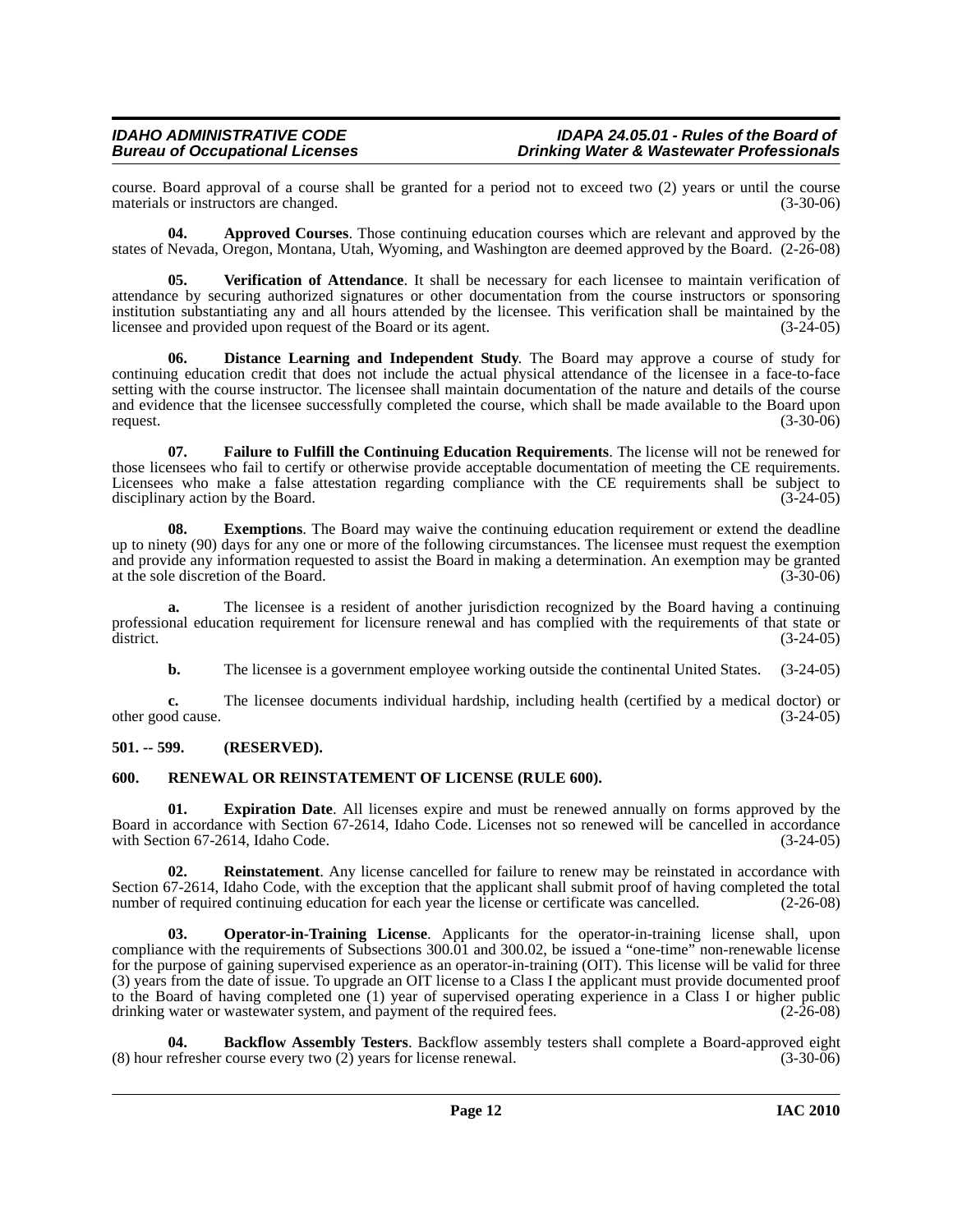course. Board approval of a course shall be granted for a period not to exceed two (2) years or until the course materials or instructors are changed. (3-30-06)

**04. Approved Courses**. Those continuing education courses which are relevant and approved by the states of Nevada, Oregon, Montana, Utah, Wyoming, and Washington are deemed approved by the Board. (2-26-08)

**05. Verification of Attendance**. It shall be necessary for each licensee to maintain verification of attendance by securing authorized signatures or other documentation from the course instructors or sponsoring institution substantiating any and all hours attended by the licensee. This verification shall be maintained by the licensee and provided upon request of the Board or its agent. (3-24-05)

**06. Distance Learning and Independent Study**. The Board may approve a course of study for continuing education credit that does not include the actual physical attendance of the licensee in a face-to-face setting with the course instructor. The licensee shall maintain documentation of the nature and details of the course and evidence that the licensee successfully completed the course, which shall be made available to the Board upon request. (3-30-06)

**07. Failure to Fulfill the Continuing Education Requirements**. The license will not be renewed for those licensees who fail to certify or otherwise provide acceptable documentation of meeting the CE requirements. Licensees who make a false attestation regarding compliance with the CE requirements shall be subject to disciplinary action by the Board. (3-24-05)

**08. Exemptions**. The Board may waive the continuing education requirement or extend the deadline up to ninety (90) days for any one or more of the following circumstances. The licensee must request the exemption and provide any information requested to assist the Board in making a determination. An exemption may be granted at the sole discretion of the Board. (3-30-06)

**a.** The licensee is a resident of another jurisdiction recognized by the Board having a continuing professional education requirement for licensure renewal and has complied with the requirements of that state or district. (3-24-05)

**b.** The licensee is a government employee working outside the continental United States. (3-24-05)

**c.** The licensee documents individual hardship, including health (certified by a medical doctor) or other good cause. (3-24-05)

## 501. -- 599. (RESERVED).

## 600. RENEWAL OR REINSTATEMENT OF LICENSE (RULE 600).

**01. Expiration Date**. All licenses expire and must be renewed annually on forms approved by the Board in accordance with Section 67-2614, Idaho Code. Licenses not so renewed will be cancelled in accordance with Section 67-2614, Idaho Code. (3-24-05)

**02. Reinstatement**. Any license cancelled for failure to renew may be reinstated in accordance with Section 67-2614, Idaho Code, with the exception that the applicant shall submit proof of having completed the total number of required continuing education for each year the license or certificate was cancelled. (2-26-08)

**03. Operator-in-Training License**. Applicants for the operator-in-training license shall, upon compliance with the requirements of Subsections 300.01 and 300.02, be issued a "one-time" non-renewable license for the purpose of gaining supervised experience as an operator-in-training (OIT). This license will be valid for three (3) years from the date of issue. To upgrade an OIT license to a Class I the applicant must provide documented proof to the Board of having completed one (1) year of supervised operating experience in a Class I or higher public drinking water or wastewater system, and payment of the required fees. (2-26-08)

**04. Backflow Assembly Testers**. Backflow assembly testers shall complete a Board-approved eight (8) hour refresher course every two (2) years for license renewal. (3-30-06)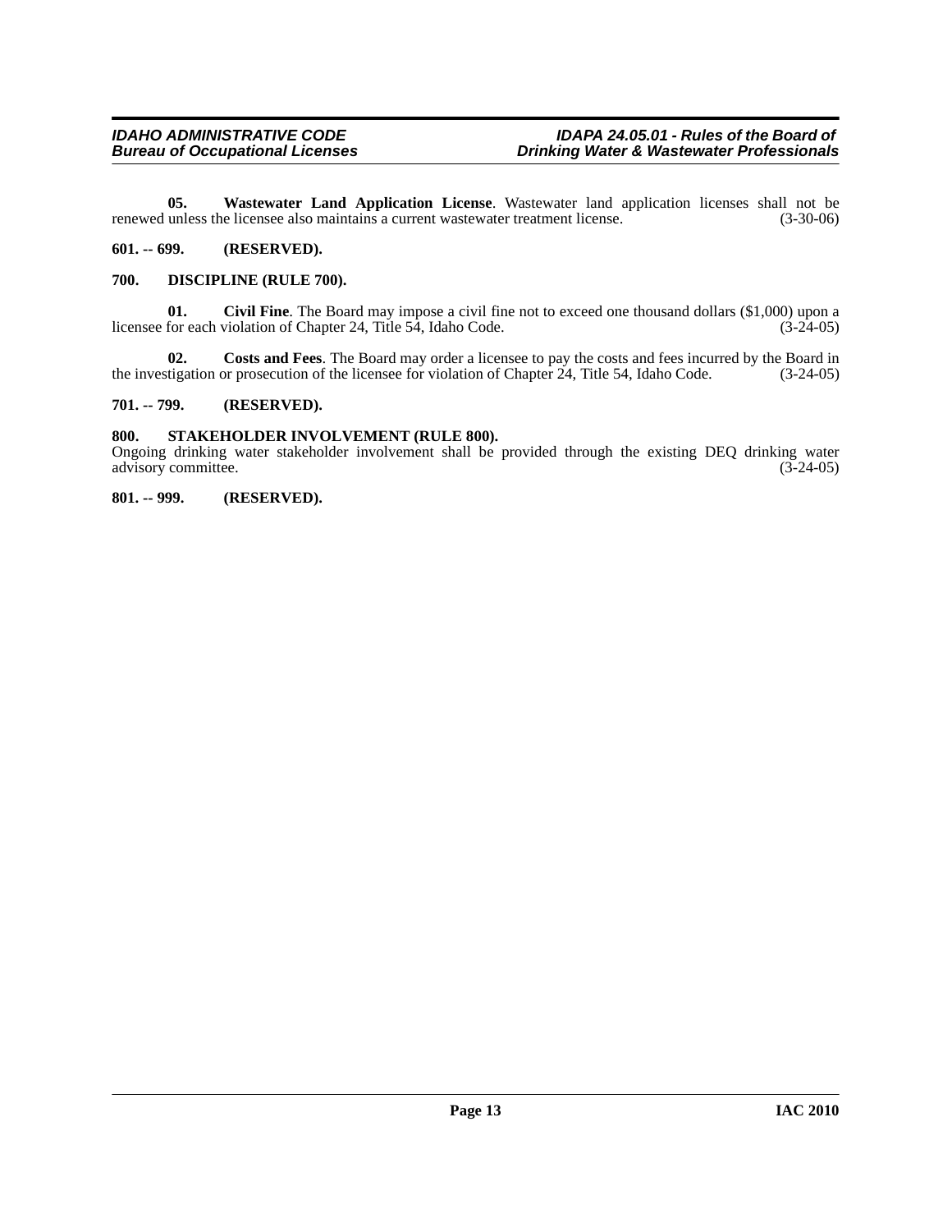**05. Wastewater Land Application License**. Wastewater land application licenses shall not be renewed unless the licensee also maintains a current wastewater treatment license. (3-30-06)

**601. -- 699. (RESERVED).**

**700. DISCIPLINE (RULE 700).**

**01. Civil Fine**. The Board may impose a civil fine not to exceed one thousand dollars ($1,000) upon a licensee for each violation of Chapter 24, Title 54, Idaho Code. (3-24-05)

**02. Costs and Fees**. The Board may order a licensee to pay the costs and fees incurred by the Board in the investigation or prosecution of the licensee for violation of Chapter 24, Title 54, Idaho Code. (3-24-05)

**701. -- 799. (RESERVED).**

**800. STAKEHOLDER INVOLVEMENT (RULE 800).**

Ongoing drinking water stakeholder involvement shall be provided through the existing DEQ drinking water advisory committee. (3-24-05)

**801. -- 999. (RESERVED).**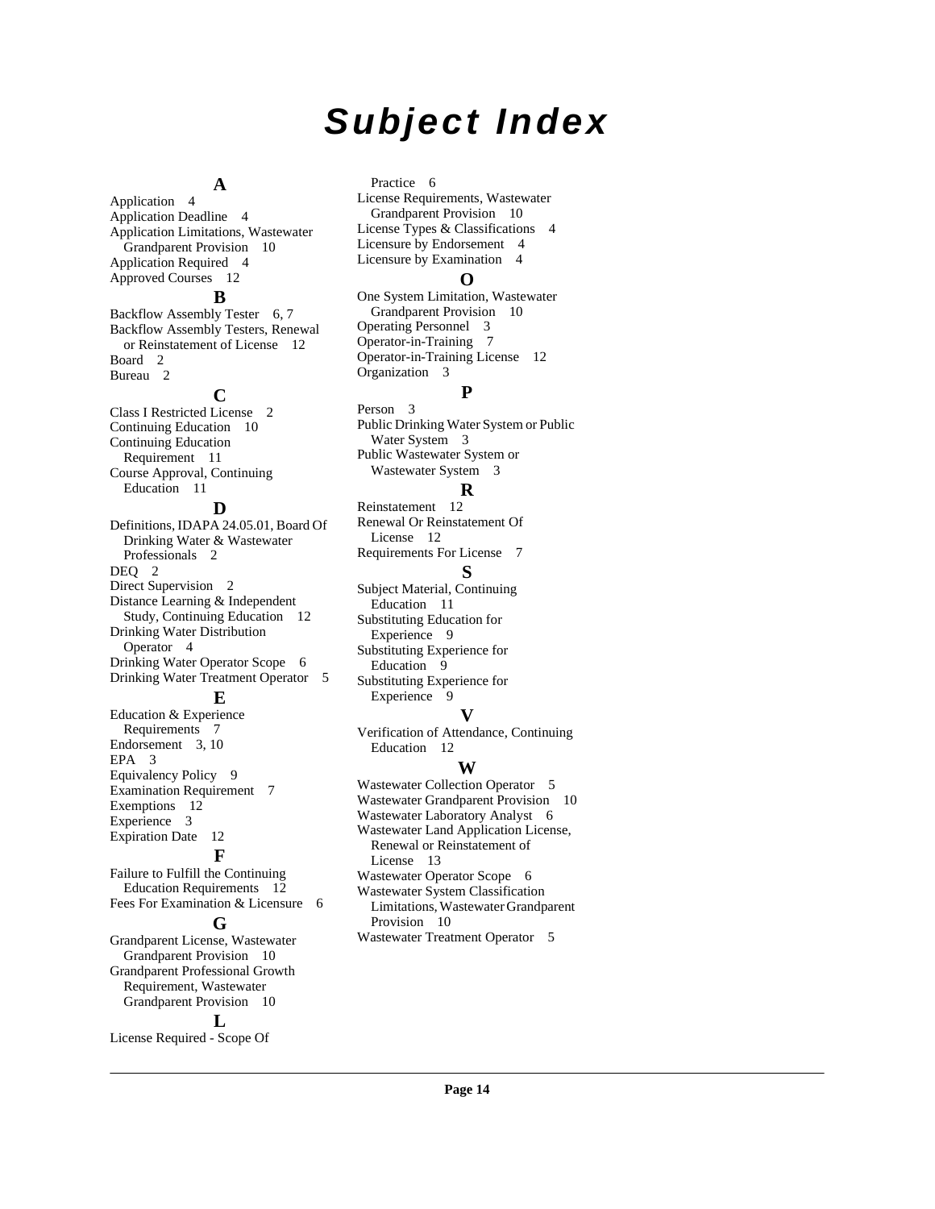# Subject Index

**A**

Application 4
Application Deadline 4
Application Limitations, Wastewater Grandparent Provision 10
Application Required 4
Approved Courses 12

**B**

Backflow Assembly Tester 6, 7
Backflow Assembly Testers, Renewal or Reinstatement of License 12
Board 2
Bureau 2

**C**

Class I Restricted License 2
Continuing Education 10
Continuing Education Requirement 11
Course Approval, Continuing Education 11

**D**

Definitions, IDAPA 24.05.01, Board Of Drinking Water & Wastewater Professionals 2
DEQ 2
Direct Supervision 2
Distance Learning & Independent Study, Continuing Education 12
Drinking Water Distribution Operator 4
Drinking Water Operator Scope 6
Drinking Water Treatment Operator 5

**E**

Education & Experience Requirements 7
Endorsement 3, 10
EPA 3
Equivalency Policy 9
Examination Requirement 7
Exemptions 12
Experience 3
Expiration Date 12

**F**

Failure to Fulfill the Continuing Education Requirements 12
Fees For Examination & Licensure 6

**G**

Grandparent License, Wastewater Grandparent Provision 10
Grandparent Professional Growth Requirement, Wastewater Grandparent Provision 10

**L**

License Required - Scope Of Practice 6
License Requirements, Wastewater Grandparent Provision 10
License Types & Classifications 4
Licensure by Endorsement 4
Licensure by Examination 4

**O**

One System Limitation, Wastewater Grandparent Provision 10
Operating Personnel 3
Operator-in-Training 7
Operator-in-Training License 12
Organization 3

**P**

Person 3
Public Drinking Water System or Public Water System 3
Public Wastewater System or Wastewater System 3

**R**

Reinstatement 12
Renewal Or Reinstatement Of License 12
Requirements For License 7

**S**

Subject Material, Continuing Education 11
Substituting Education for Experience 9
Substituting Experience for Education 9
Substituting Experience for Experience 9

**V**

Verification of Attendance, Continuing Education 12

**W**

Wastewater Collection Operator 5
Wastewater Grandparent Provision 10
Wastewater Laboratory Analyst 6
Wastewater Land Application License, Renewal or Reinstatement of License 13
Wastewater Operator Scope 6
Wastewater System Classification Limitations, Wastewater Grandparent Provision 10
Wastewater Treatment Operator 5